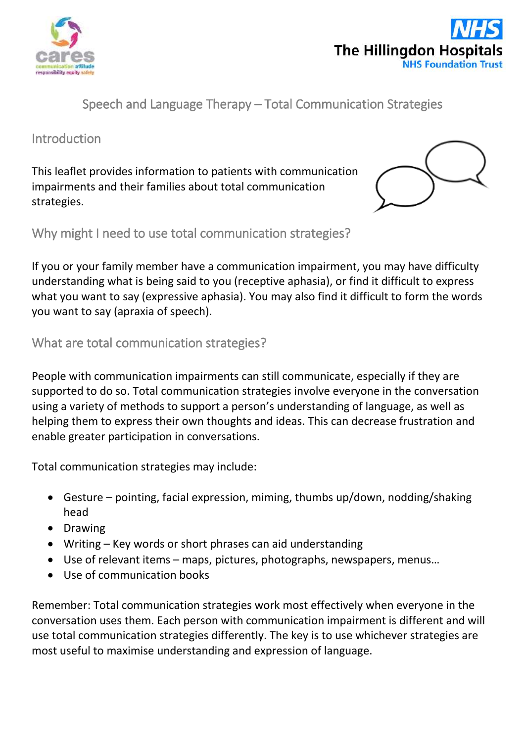# Speech and Language Therapy – Total Communication Strategies

## Introduction

This leaflet provides information to patients with communication impairments and their families about total communication strategies.

## Why might I need to use total communication strategies?

If you or your family member have a communication impairment, you may have difficulty understanding what is being said to you (receptive aphasia), or find it difficult to express what you want to say (expressive aphasia). You may also find it difficult to form the words you want to say (apraxia of speech).

## What are total communication strategies?

People with communication impairments can still communicate, especially if they are supported to do so. Total communication strategies involve everyone in the conversation using a variety of methods to support a person's understanding of language, as well as helping them to express their own thoughts and ideas. This can decrease frustration and enable greater participation in conversations.

Total communication strategies may include:

- Gesture – pointing, facial expression, miming, thumbs up/down, nodding/shaking head
- Drawing
- Writing – Key words or short phrases can aid understanding
- Use of relevant items – maps, pictures, photographs, newspapers, menus…
- Use of communication books

Remember: Total communication strategies work most effectively when everyone in the conversation uses them. Each person with communication impairment is different and will use total communication strategies differently. The key is to use whichever strategies are most useful to maximise understanding and expression of language.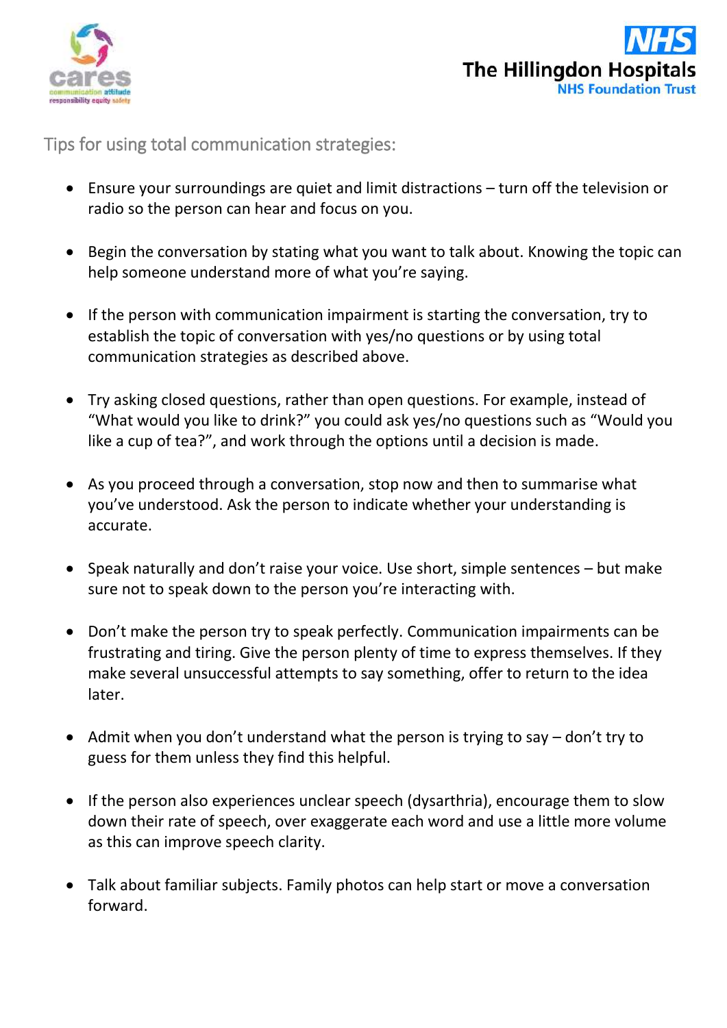## Tips for using total communication strategies:

- Ensure your surroundings are quiet and limit distractions – turn off the television or radio so the person can hear and focus on you.
- Begin the conversation by stating what you want to talk about. Knowing the topic can help someone understand more of what you're saying.
- If the person with communication impairment is starting the conversation, try to establish the topic of conversation with yes/no questions or by using total communication strategies as described above.
- Try asking closed questions, rather than open questions. For example, instead of "What would you like to drink?" you could ask yes/no questions such as "Would you like a cup of tea?", and work through the options until a decision is made.
- As you proceed through a conversation, stop now and then to summarise what you've understood. Ask the person to indicate whether your understanding is accurate.
- Speak naturally and don't raise your voice. Use short, simple sentences – but make sure not to speak down to the person you're interacting with.
- Don't make the person try to speak perfectly. Communication impairments can be frustrating and tiring. Give the person plenty of time to express themselves. If they make several unsuccessful attempts to say something, offer to return to the idea later.
- Admit when you don't understand what the person is trying to say – don't try to guess for them unless they find this helpful.
- If the person also experiences unclear speech (dysarthria), encourage them to slow down their rate of speech, over exaggerate each word and use a little more volume as this can improve speech clarity.
- Talk about familiar subjects. Family photos can help start or move a conversation forward.